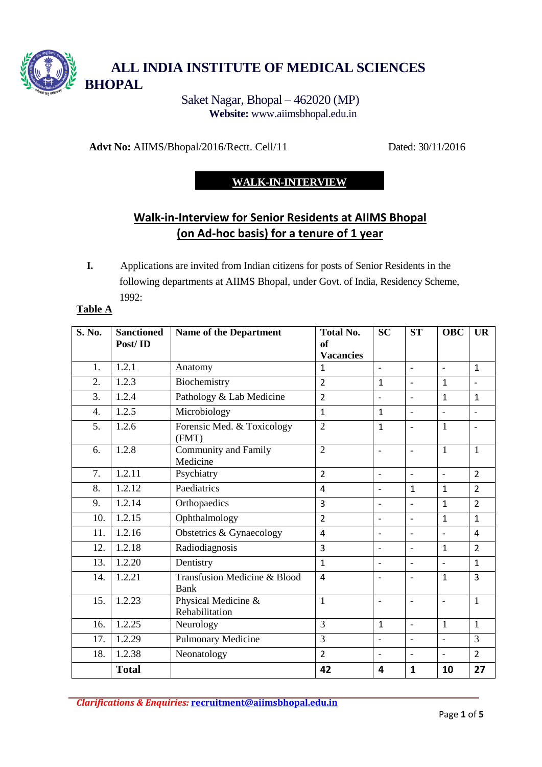# ALL INDIA INSTITUTE OF MEDICAL SCIENCES BHOPAL

Saket Nagar, Bhopal – 462020 (MP)
**Website:** www.aiimsbhopal.edu.in

**Advt No:** AIIMS/Bhopal/2016/Rectt. Cell/11 Dated: 30/11/2016

## WALK-IN-INTERVIEW

## Walk-in-Interview for Senior Residents at AIIMS Bhopal (on Ad-hoc basis) for a tenure of 1 year

**I.** Applications are invited from Indian citizens for posts of Senior Residents in the following departments at AIIMS Bhopal, under Govt. of India, Residency Scheme, 1992:

**Table A**

| S. No. | Sanctioned Post/ ID | Name of the Department | Total No. of Vacancies | SC | ST | OBC | UR |
|---|---|---|---|---|---|---|---|
| 1. | 1.2.1 | Anatomy | 1 | - | - | - | 1 |
| 2. | 1.2.3 | Biochemistry | 2 | 1 | - | 1 | - |
| 3. | 1.2.4 | Pathology & Lab Medicine | 2 | - | - | 1 | 1 |
| 4. | 1.2.5 | Microbiology | 1 | 1 | - | - | - |
| 5. | 1.2.6 | Forensic Med. & Toxicology (FMT) | 2 | 1 | - | 1 | - |
| 6. | 1.2.8 | Community and Family Medicine | 2 | - | - | 1 | 1 |
| 7. | 1.2.11 | Psychiatry | 2 | - | - | - | 2 |
| 8. | 1.2.12 | Paediatrics | 4 | - | 1 | 1 | 2 |
| 9. | 1.2.14 | Orthopaedics | 3 | - | - | 1 | 2 |
| 10. | 1.2.15 | Ophthalmology | 2 | - | - | 1 | 1 |
| 11. | 1.2.16 | Obstetrics & Gynaecology | 4 | - | - | - | 4 |
| 12. | 1.2.18 | Radiodiagnosis | 3 | - | - | 1 | 2 |
| 13. | 1.2.20 | Dentistry | 1 | - | - | - | 1 |
| 14. | 1.2.21 | Transfusion Medicine & Blood Bank | 4 | - | - | 1 | 3 |
| 15. | 1.2.23 | Physical Medicine & Rehabilitation | 1 | - | - | - | 1 |
| 16. | 1.2.25 | Neurology | 3 | 1 | - | 1 | 1 |
| 17. | 1.2.29 | Pulmonary Medicine | 3 | - | - | - | 3 |
| 18. | 1.2.38 | Neonatology | 2 | - | - | - | 2 |
| | **Total** | | **42** | **4** | **1** | **10** | **27** |

***Clarifications & Enquiries:*** **recruitment@aiimsbhopal.edu.in**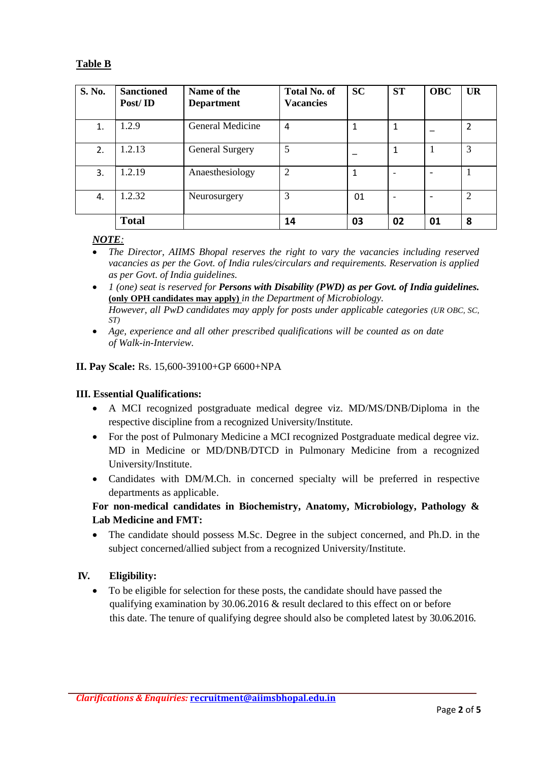**Table B**

| S. No. | Sanctioned Post/ ID | Name of the Department | Total No. of Vacancies | SC | ST | OBC | UR |
|---|---|---|---|---|---|---|---|
| 1. | 1.2.9 | General Medicine | 4 | 1 | 1 | _ | 2 |
| 2. | 1.2.13 | General Surgery | 5 | _ | 1 | 1 | 3 |
| 3. | 1.2.19 | Anaesthesiology | 2 | 1 | - | - | 1 |
| 4. | 1.2.32 | Neurosurgery | 3 | 01 | - | - | 2 |
| | **Total** | | **14** | **03** | **02** | **01** | **8** |

***NOTE:***

- *The Director, AIIMS Bhopal reserves the right to vary the vacancies including reserved vacancies as per the Govt. of India rules/circulars and requirements. Reservation is applied as per Govt. of India guidelines.*
- *1 (one) seat is reserved for* ***Persons with Disability (PWD) as per Govt. of India guidelines.*** **(only OPH candidates may apply)** *in the Department of Microbiology.*
  *However, all PwD candidates may apply for posts under applicable categories (UR OBC, SC, ST)*
- *Age, experience and all other prescribed qualifications will be counted as on date of Walk-in-Interview.*

**II. Pay Scale:** Rs. 15,600-39100+GP 6600+NPA

**III. Essential Qualifications:**

- A MCI recognized postgraduate medical degree viz. MD/MS/DNB/Diploma in the respective discipline from a recognized University/Institute.
- For the post of Pulmonary Medicine a MCI recognized Postgraduate medical degree viz. MD in Medicine or MD/DNB/DTCD in Pulmonary Medicine from a recognized University/Institute.
- Candidates with DM/M.Ch. in concerned specialty will be preferred in respective departments as applicable.

**For non-medical candidates in Biochemistry, Anatomy, Microbiology, Pathology & Lab Medicine and FMT:**

- The candidate should possess M.Sc. Degree in the subject concerned, and Ph.D. in the subject concerned/allied subject from a recognized University/Institute.

**IV. Eligibility:**

- To be eligible for selection for these posts, the candidate should have passed the qualifying examination by 30.06.2016 & result declared to this effect on or before this date. The tenure of qualifying degree should also be completed latest by 30.06.2016.

*Clarifications & Enquiries:* **recruitment@aiimsbhopal.edu.in**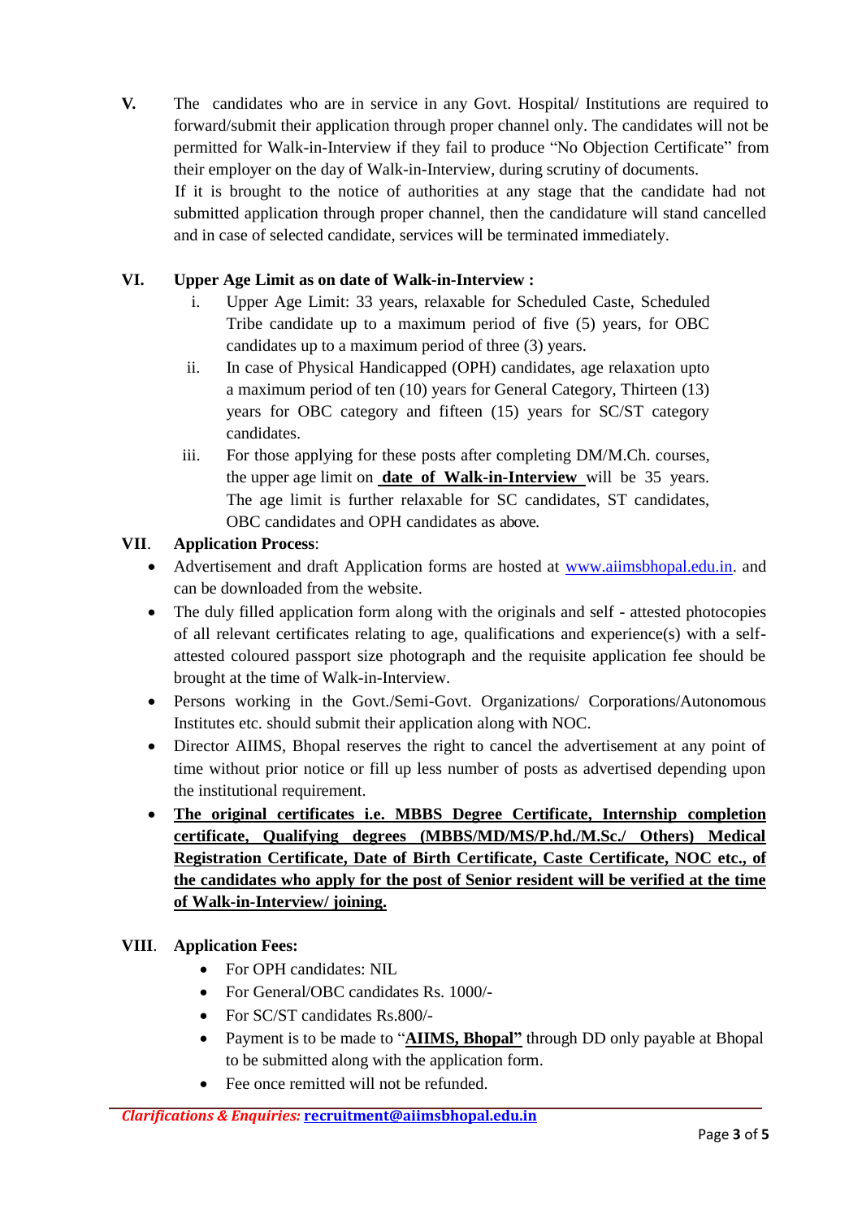**V.** The candidates who are in service in any Govt. Hospital/ Institutions are required to forward/submit their application through proper channel only. The candidates will not be permitted for Walk-in-Interview if they fail to produce "No Objection Certificate" from their employer on the day of Walk-in-Interview, during scrutiny of documents.
If it is brought to the notice of authorities at any stage that the candidate had not submitted application through proper channel, then the candidature will stand cancelled and in case of selected candidate, services will be terminated immediately.

**VI. Upper Age Limit as on date of Walk-in-Interview :**

i. Upper Age Limit: 33 years, relaxable for Scheduled Caste, Scheduled Tribe candidate up to a maximum period of five (5) years, for OBC candidates up to a maximum period of three (3) years.

ii. In case of Physical Handicapped (OPH) candidates, age relaxation upto a maximum period of ten (10) years for General Category, Thirteen (13) years for OBC category and fifteen (15) years for SC/ST category candidates.

iii. For those applying for these posts after completing DM/M.Ch. courses, the upper age limit on **date of Walk-in-Interview** will be 35 years. The age limit is further relaxable for SC candidates, ST candidates, OBC candidates and OPH candidates as above.

**VII. Application Process**:

- Advertisement and draft Application forms are hosted at www.aiimsbhopal.edu.in. and can be downloaded from the website.
- The duly filled application form along with the originals and self - attested photocopies of all relevant certificates relating to age, qualifications and experience(s) with a self-attested coloured passport size photograph and the requisite application fee should be brought at the time of Walk-in-Interview.
- Persons working in the Govt./Semi-Govt. Organizations/ Corporations/Autonomous Institutes etc. should submit their application along with NOC.
- Director AIIMS, Bhopal reserves the right to cancel the advertisement at any point of time without prior notice or fill up less number of posts as advertised depending upon the institutional requirement.
- **The original certificates i.e. MBBS Degree Certificate, Internship completion certificate, Qualifying degrees (MBBS/MD/MS/P.hd./M.Sc./ Others) Medical Registration Certificate, Date of Birth Certificate, Caste Certificate, NOC etc., of the candidates who apply for the post of Senior resident will be verified at the time of Walk-in-Interview/ joining.**

**VIII. Application Fees:**

- For OPH candidates: NIL
- For General/OBC candidates Rs. 1000/-
- For SC/ST candidates Rs.800/-
- Payment is to be made to "**AIIMS, Bhopal**" through DD only payable at Bhopal to be submitted along with the application form.
- Fee once remitted will not be refunded.

*Clarifications & Enquiries:* **recruitment@aiimsbhopal.edu.in**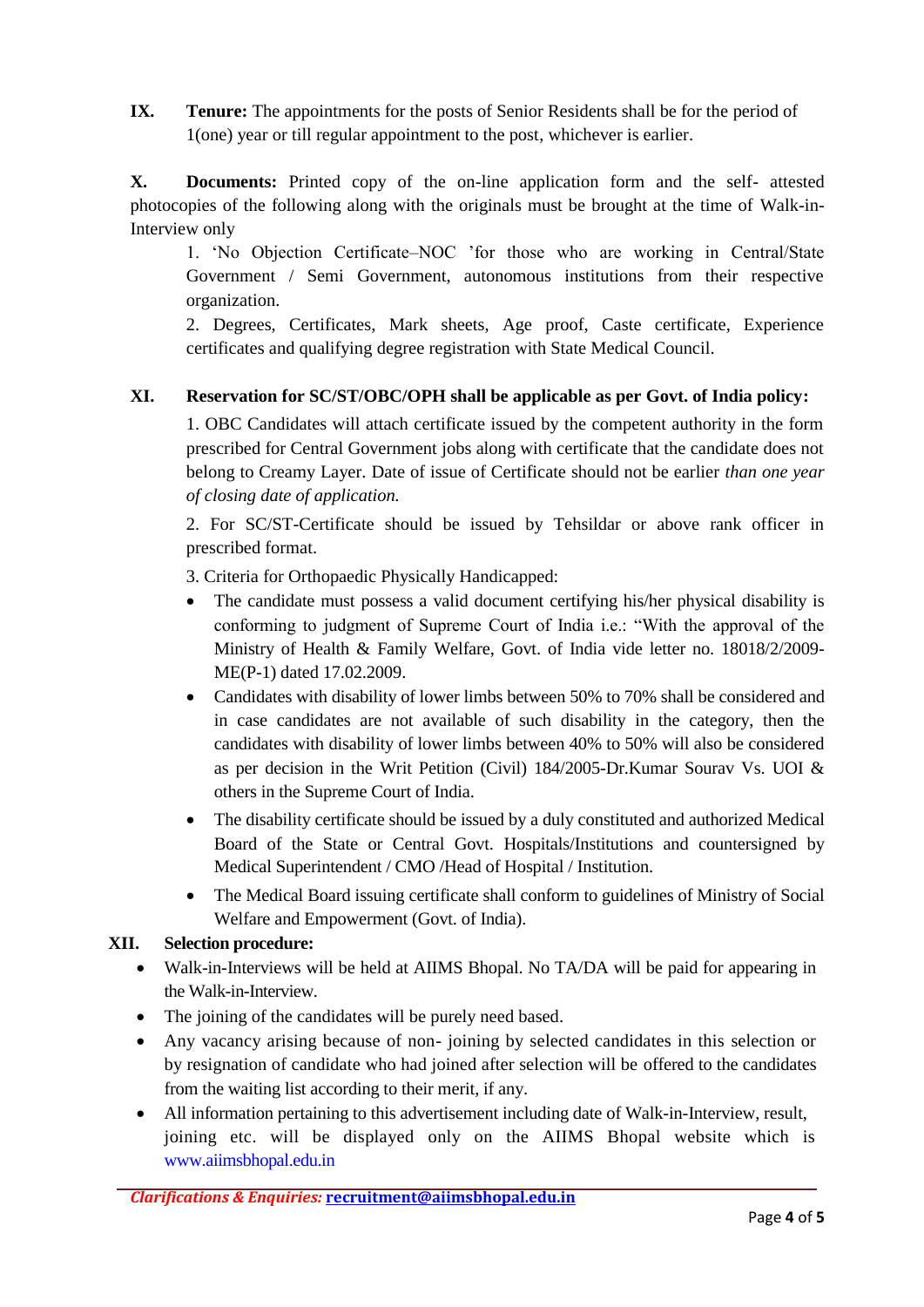**IX.** **Tenure:** The appointments for the posts of Senior Residents shall be for the period of 1(one) year or till regular appointment to the post, whichever is earlier.

**X.** **Documents:** Printed copy of the on-line application form and the self- attested photocopies of the following along with the originals must be brought at the time of Walk-in-Interview only

1. 'No Objection Certificate–NOC 'for those who are working in Central/State Government / Semi Government, autonomous institutions from their respective organization.
2. Degrees, Certificates, Mark sheets, Age proof, Caste certificate, Experience certificates and qualifying degree registration with State Medical Council.

**XI.** **Reservation for SC/ST/OBC/OPH shall be applicable as per Govt. of India policy:**

1. OBC Candidates will attach certificate issued by the competent authority in the form prescribed for Central Government jobs along with certificate that the candidate does not belong to Creamy Layer. Date of issue of Certificate should not be earlier *than one year of closing date of application.*

2. For SC/ST-Certificate should be issued by Tehsildar or above rank officer in prescribed format.

3. Criteria for Orthopaedic Physically Handicapped:

- The candidate must possess a valid document certifying his/her physical disability is conforming to judgment of Supreme Court of India i.e.: "With the approval of the Ministry of Health & Family Welfare, Govt. of India vide letter no. 18018/2/2009-ME(P-1) dated 17.02.2009.
- Candidates with disability of lower limbs between 50% to 70% shall be considered and in case candidates are not available of such disability in the category, then the candidates with disability of lower limbs between 40% to 50% will also be considered as per decision in the Writ Petition (Civil) 184/2005-Dr.Kumar Sourav Vs. UOI & others in the Supreme Court of India.
- The disability certificate should be issued by a duly constituted and authorized Medical Board of the State or Central Govt. Hospitals/Institutions and countersigned by Medical Superintendent / CMO /Head of Hospital / Institution.
- The Medical Board issuing certificate shall conform to guidelines of Ministry of Social Welfare and Empowerment (Govt. of India).

**XII.** **Selection procedure:**

- Walk-in-Interviews will be held at AIIMS Bhopal. No TA/DA will be paid for appearing in the Walk-in-Interview.
- The joining of the candidates will be purely need based.
- Any vacancy arising because of non- joining by selected candidates in this selection or by resignation of candidate who had joined after selection will be offered to the candidates from the waiting list according to their merit, if any.
- All information pertaining to this advertisement including date of Walk-in-Interview, result, joining etc. will be displayed only on the AIIMS Bhopal website which is www.aiimsbhopal.edu.in

***Clarifications & Enquiries:*** **recruitment@aiimsbhopal.edu.in**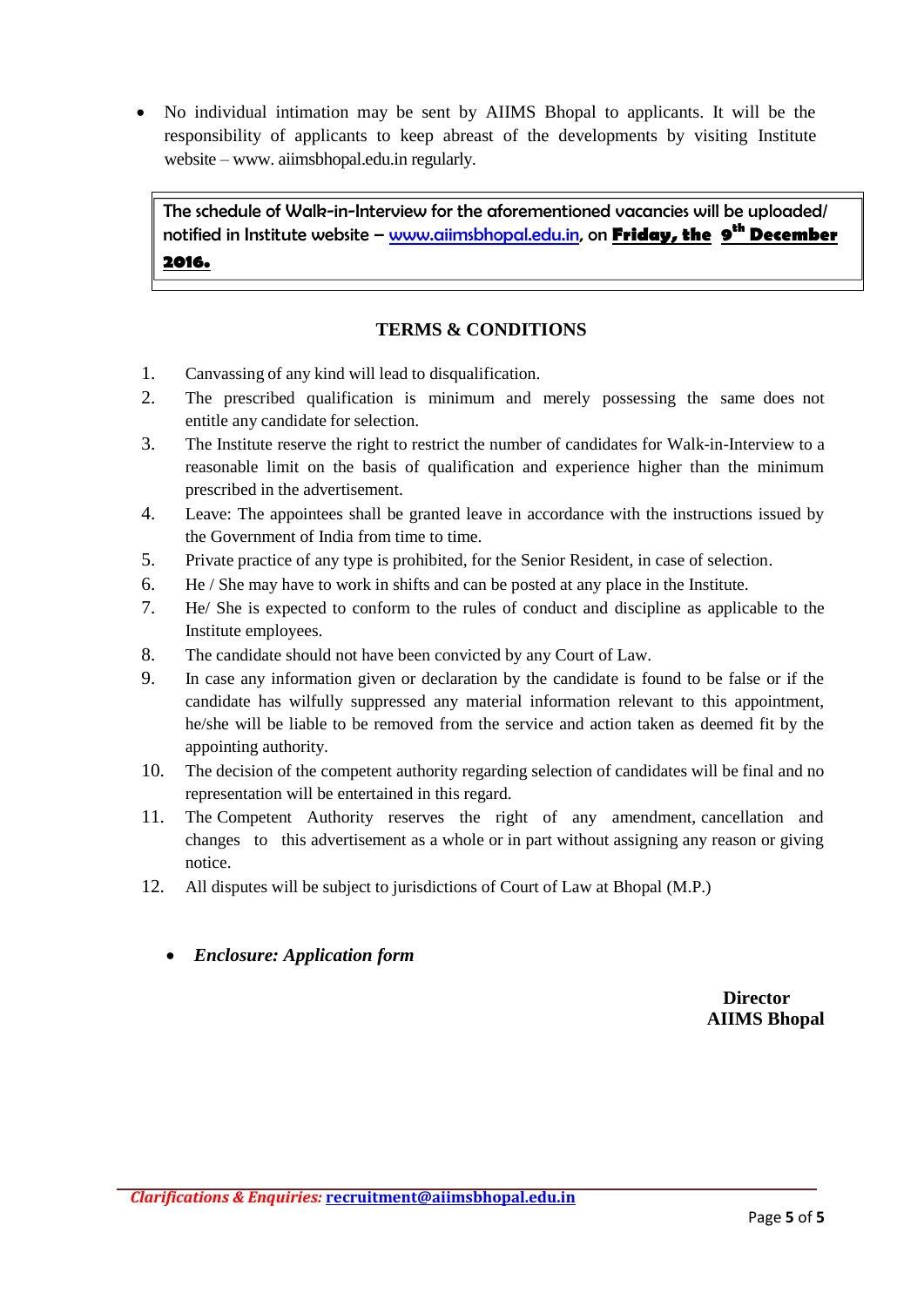- No individual intimation may be sent by AIIMS Bhopal to applicants. It will be the responsibility of applicants to keep abreast of the developments by visiting Institute website – www. aiimsbhopal.edu.in regularly.

| |
|---|
| The schedule of Walk-in-Interview for the aforementioned vacancies will be uploaded/ notified in Institute website – www.aiimsbhopal.edu.in, on **Friday, the 9th December 2016.** |

## TERMS & CONDITIONS

1. Canvassing of any kind will lead to disqualification.
2. The prescribed qualification is minimum and merely possessing the same does not entitle any candidate for selection.
3. The Institute reserve the right to restrict the number of candidates for Walk-in-Interview to a reasonable limit on the basis of qualification and experience higher than the minimum prescribed in the advertisement.
4. Leave: The appointees shall be granted leave in accordance with the instructions issued by the Government of India from time to time.
5. Private practice of any type is prohibited, for the Senior Resident, in case of selection.
6. He / She may have to work in shifts and can be posted at any place in the Institute.
7. He/ She is expected to conform to the rules of conduct and discipline as applicable to the Institute employees.
8. The candidate should not have been convicted by any Court of Law.
9. In case any information given or declaration by the candidate is found to be false or if the candidate has wilfully suppressed any material information relevant to this appointment, he/she will be liable to be removed from the service and action taken as deemed fit by the appointing authority.
10. The decision of the competent authority regarding selection of candidates will be final and no representation will be entertained in this regard.
11. The Competent Authority reserves the right of any amendment, cancellation and changes to this advertisement as a whole or in part without assigning any reason or giving notice.
12. All disputes will be subject to jurisdictions of Court of Law at Bhopal (M.P.)

- ***Enclosure: Application form***

**Director**
**AIIMS Bhopal**

*Clarifications & Enquiries:* **recruitment@aiimsbhopal.edu.in**